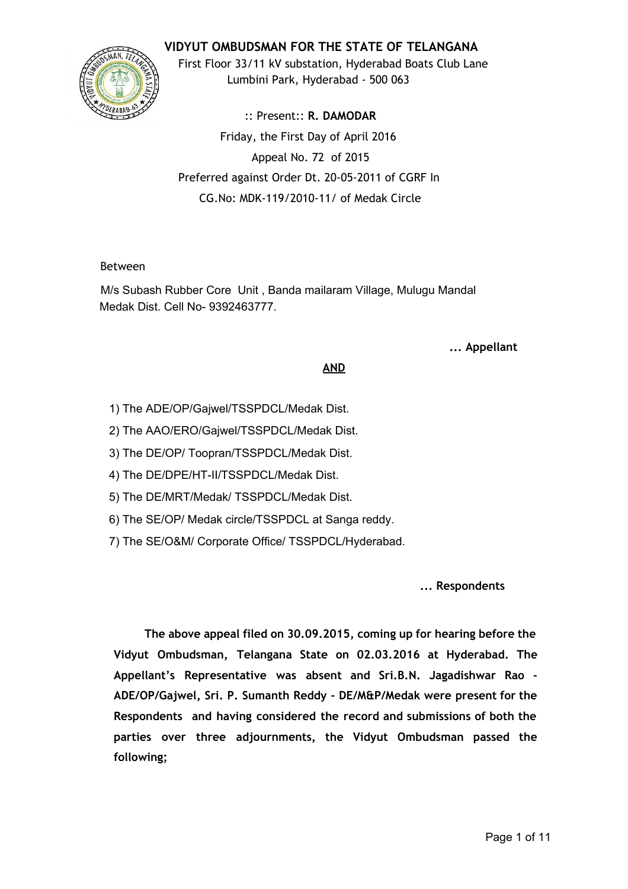# VIDYUT OMBUDSMAN FOR THE STATE OF TELANGANA

First Floor 33/11 kV substation, Hyderabad Boats Club Lane
Lumbini Park, Hyderabad - 500 063

:: Present:: **R. DAMODAR**

Friday, the First Day of April 2016

Appeal No. 72 of 2015

Preferred against Order Dt. 20-05-2011 of CGRF In
CG.No: MDK-119/2010-11/ of Medak Circle

Between

M/s Subash Rubber Core Unit , Banda mailaram Village, Mulugu Mandal
Medak Dist. Cell No- 9392463777.

**... Appellant**

**AND**

1) The ADE/OP/Gajwel/TSSPDCL/Medak Dist.
2) The AAO/ERO/Gajwel/TSSPDCL/Medak Dist.
3) The DE/OP/ Toopran/TSSPDCL/Medak Dist.
4) The DE/DPE/HT-II/TSSPDCL/Medak Dist.
5) The DE/MRT/Medak/ TSSPDCL/Medak Dist.
6) The SE/OP/ Medak circle/TSSPDCL at Sanga reddy.
7) The SE/O&M/ Corporate Office/ TSSPDCL/Hyderabad.

**... Respondents**

**The above appeal filed on 30.09.2015, coming up for hearing before the Vidyut Ombudsman, Telangana State on 02.03.2016 at Hyderabad. The Appellant's Representative was absent and Sri.B.N. Jagadishwar Rao - ADE/OP/Gajwel, Sri. P. Sumanth Reddy - DE/M&P/Medak were present for the Respondents and having considered the record and submissions of both the parties over three adjournments, the Vidyut Ombudsman passed the following;**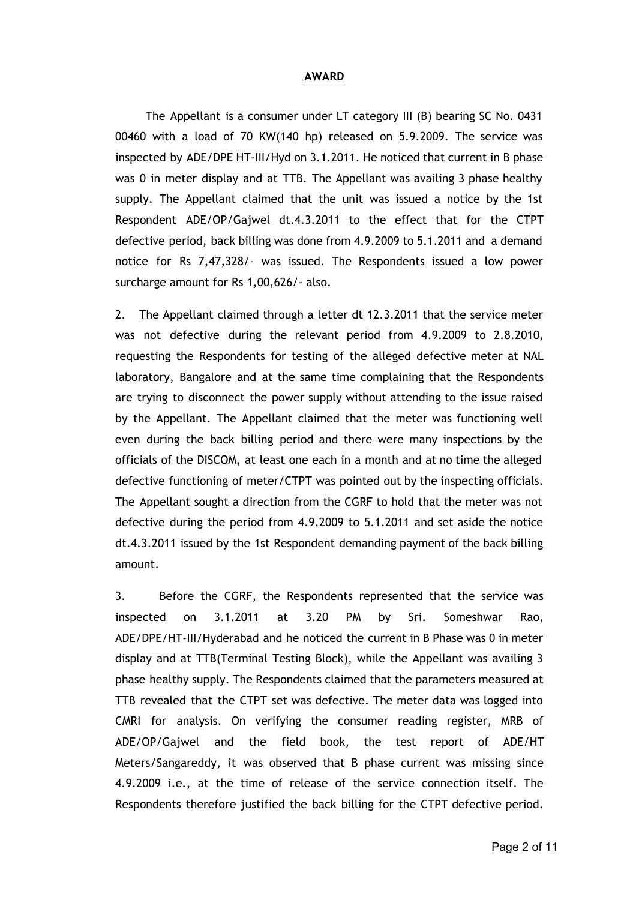## AWARD

The Appellant is a consumer under LT category III (B) bearing SC No. 0431 00460 with a load of 70 KW(140 hp) released on 5.9.2009. The service was inspected by ADE/DPE HT-III/Hyd on 3.1.2011. He noticed that current in B phase was 0 in meter display and at TTB. The Appellant was availing 3 phase healthy supply. The Appellant claimed that the unit was issued a notice by the 1st Respondent ADE/OP/Gajwel dt.4.3.2011 to the effect that for the CTPT defective period, back billing was done from 4.9.2009 to 5.1.2011 and a demand notice for Rs 7,47,328/- was issued. The Respondents issued a low power surcharge amount for Rs 1,00,626/- also.

2. The Appellant claimed through a letter dt 12.3.2011 that the service meter was not defective during the relevant period from 4.9.2009 to 2.8.2010, requesting the Respondents for testing of the alleged defective meter at NAL laboratory, Bangalore and at the same time complaining that the Respondents are trying to disconnect the power supply without attending to the issue raised by the Appellant. The Appellant claimed that the meter was functioning well even during the back billing period and there were many inspections by the officials of the DISCOM, at least one each in a month and at no time the alleged defective functioning of meter/CTPT was pointed out by the inspecting officials. The Appellant sought a direction from the CGRF to hold that the meter was not defective during the period from 4.9.2009 to 5.1.2011 and set aside the notice dt.4.3.2011 issued by the 1st Respondent demanding payment of the back billing amount.

3. Before the CGRF, the Respondents represented that the service was inspected on 3.1.2011 at 3.20 PM by Sri. Someshwar Rao, ADE/DPE/HT-III/Hyderabad and he noticed the current in B Phase was 0 in meter display and at TTB(Terminal Testing Block), while the Appellant was availing 3 phase healthy supply. The Respondents claimed that the parameters measured at TTB revealed that the CTPT set was defective. The meter data was logged into CMRI for analysis. On verifying the consumer reading register, MRB of ADE/OP/Gajwel and the field book, the test report of ADE/HT Meters/Sangareddy, it was observed that B phase current was missing since 4.9.2009 i.e., at the time of release of the service connection itself. The Respondents therefore justified the back billing for the CTPT defective period.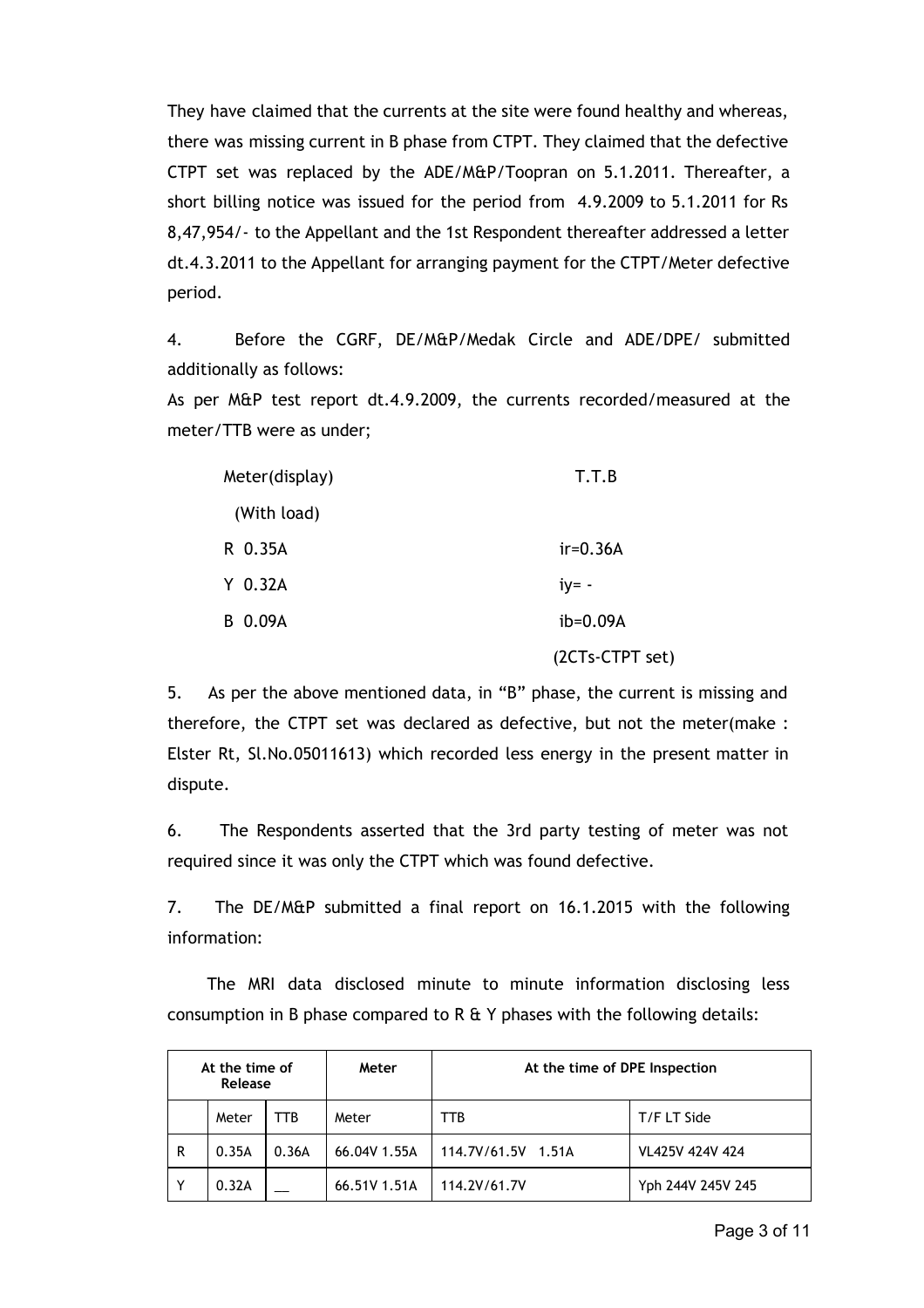They have claimed that the currents at the site were found healthy and whereas, there was missing current in B phase from CTPT. They claimed that the defective CTPT set was replaced by the ADE/M&P/Toopran on 5.1.2011. Thereafter, a short billing notice was issued for the period from 4.9.2009 to 5.1.2011 for Rs 8,47,954/- to the Appellant and the 1st Respondent thereafter addressed a letter dt.4.3.2011 to the Appellant for arranging payment for the CTPT/Meter defective period.

4. Before the CGRF, DE/M&P/Medak Circle and ADE/DPE/ submitted additionally as follows:

As per M&P test report dt.4.9.2009, the currents recorded/measured at the meter/TTB were as under;

| Meter(display) (With load) | T.T.B |
|---|---|
| R 0.35A | ir=0.36A |
| Y 0.32A | iy= - |
| B 0.09A | ib=0.09A |
| | (2CTs-CTPT set) |

5. As per the above mentioned data, in "B" phase, the current is missing and therefore, the CTPT set was declared as defective, but not the meter(make : Elster Rt, Sl.No.05011613) which recorded less energy in the present matter in dispute.

6. The Respondents asserted that the 3rd party testing of meter was not required since it was only the CTPT which was found defective.

7. The DE/M&P submitted a final report on 16.1.2015 with the following information:

The MRI data disclosed minute to minute information disclosing less consumption in B phase compared to R & Y phases with the following details:

| At the time of Release | | | Meter | At the time of DPE Inspection | |
|---|---|---|---|---|---|
| | Meter | TTB | Meter | TTB | T/F LT Side |
| R | 0.35A | 0.36A | 66.04V 1.55A | 114.7V/61.5V 1.51A | VL425V 424V 424 |
| Y | 0.32A | __ | 66.51V 1.51A | 114.2V/61.7V | Yph 244V 245V 245 |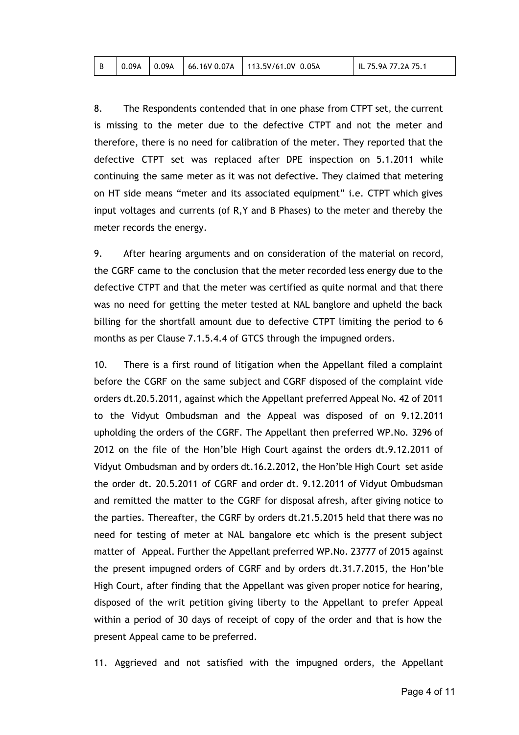| B | 0.09A | 0.09A | 66.16V 0.07A | 113.5V/61.0V 0.05A | IL 75.9A 77.2A 75.1 |
|---|---|---|---|---|---|

8. The Respondents contended that in one phase from CTPT set, the current is missing to the meter due to the defective CTPT and not the meter and therefore, there is no need for calibration of the meter. They reported that the defective CTPT set was replaced after DPE inspection on 5.1.2011 while continuing the same meter as it was not defective. They claimed that metering on HT side means "meter and its associated equipment" i.e. CTPT which gives input voltages and currents (of R,Y and B Phases) to the meter and thereby the meter records the energy.

9. After hearing arguments and on consideration of the material on record, the CGRF came to the conclusion that the meter recorded less energy due to the defective CTPT and that the meter was certified as quite normal and that there was no need for getting the meter tested at NAL banglore and upheld the back billing for the shortfall amount due to defective CTPT limiting the period to 6 months as per Clause 7.1.5.4.4 of GTCS through the impugned orders.

10. There is a first round of litigation when the Appellant filed a complaint before the CGRF on the same subject and CGRF disposed of the complaint vide orders dt.20.5.2011, against which the Appellant preferred Appeal No. 42 of 2011 to the Vidyut Ombudsman and the Appeal was disposed of on 9.12.2011 upholding the orders of the CGRF. The Appellant then preferred WP.No. 3296 of 2012 on the file of the Hon'ble High Court against the orders dt.9.12.2011 of Vidyut Ombudsman and by orders dt.16.2.2012, the Hon'ble High Court set aside the order dt. 20.5.2011 of CGRF and order dt. 9.12.2011 of Vidyut Ombudsman and remitted the matter to the CGRF for disposal afresh, after giving notice to the parties. Thereafter, the CGRF by orders dt.21.5.2015 held that there was no need for testing of meter at NAL bangalore etc which is the present subject matter of Appeal. Further the Appellant preferred WP.No. 23777 of 2015 against the present impugned orders of CGRF and by orders dt.31.7.2015, the Hon'ble High Court, after finding that the Appellant was given proper notice for hearing, disposed of the writ petition giving liberty to the Appellant to prefer Appeal within a period of 30 days of receipt of copy of the order and that is how the present Appeal came to be preferred.

11. Aggrieved and not satisfied with the impugned orders, the Appellant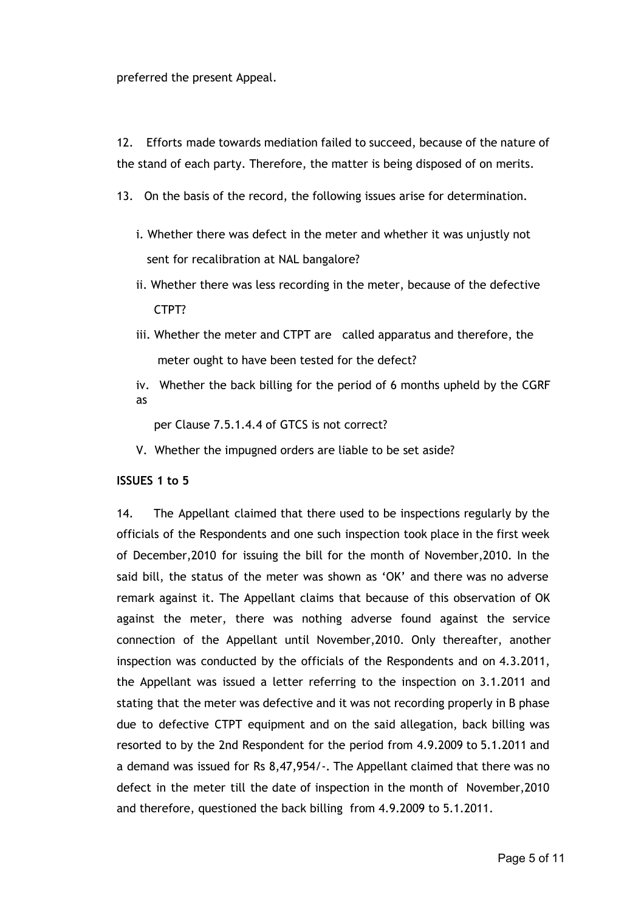preferred the present Appeal.

12. Efforts made towards mediation failed to succeed, because of the nature of the stand of each party. Therefore, the matter is being disposed of on merits.

13. On the basis of the record, the following issues arise for determination.

i. Whether there was defect in the meter and whether it was unjustly not sent for recalibration at NAL bangalore?

ii. Whether there was less recording in the meter, because of the defective CTPT?

iii. Whether the meter and CTPT are called apparatus and therefore, the meter ought to have been tested for the defect?

iv. Whether the back billing for the period of 6 months upheld by the CGRF as per Clause 7.5.1.4.4 of GTCS is not correct?

V. Whether the impugned orders are liable to be set aside?

**ISSUES 1 to 5**

14. The Appellant claimed that there used to be inspections regularly by the officials of the Respondents and one such inspection took place in the first week of December,2010 for issuing the bill for the month of November,2010. In the said bill, the status of the meter was shown as 'OK' and there was no adverse remark against it. The Appellant claims that because of this observation of OK against the meter, there was nothing adverse found against the service connection of the Appellant until November,2010. Only thereafter, another inspection was conducted by the officials of the Respondents and on 4.3.2011, the Appellant was issued a letter referring to the inspection on 3.1.2011 and stating that the meter was defective and it was not recording properly in B phase due to defective CTPT equipment and on the said allegation, back billing was resorted to by the 2nd Respondent for the period from 4.9.2009 to 5.1.2011 and a demand was issued for Rs 8,47,954/-. The Appellant claimed that there was no defect in the meter till the date of inspection in the month of November,2010 and therefore, questioned the back billing from 4.9.2009 to 5.1.2011.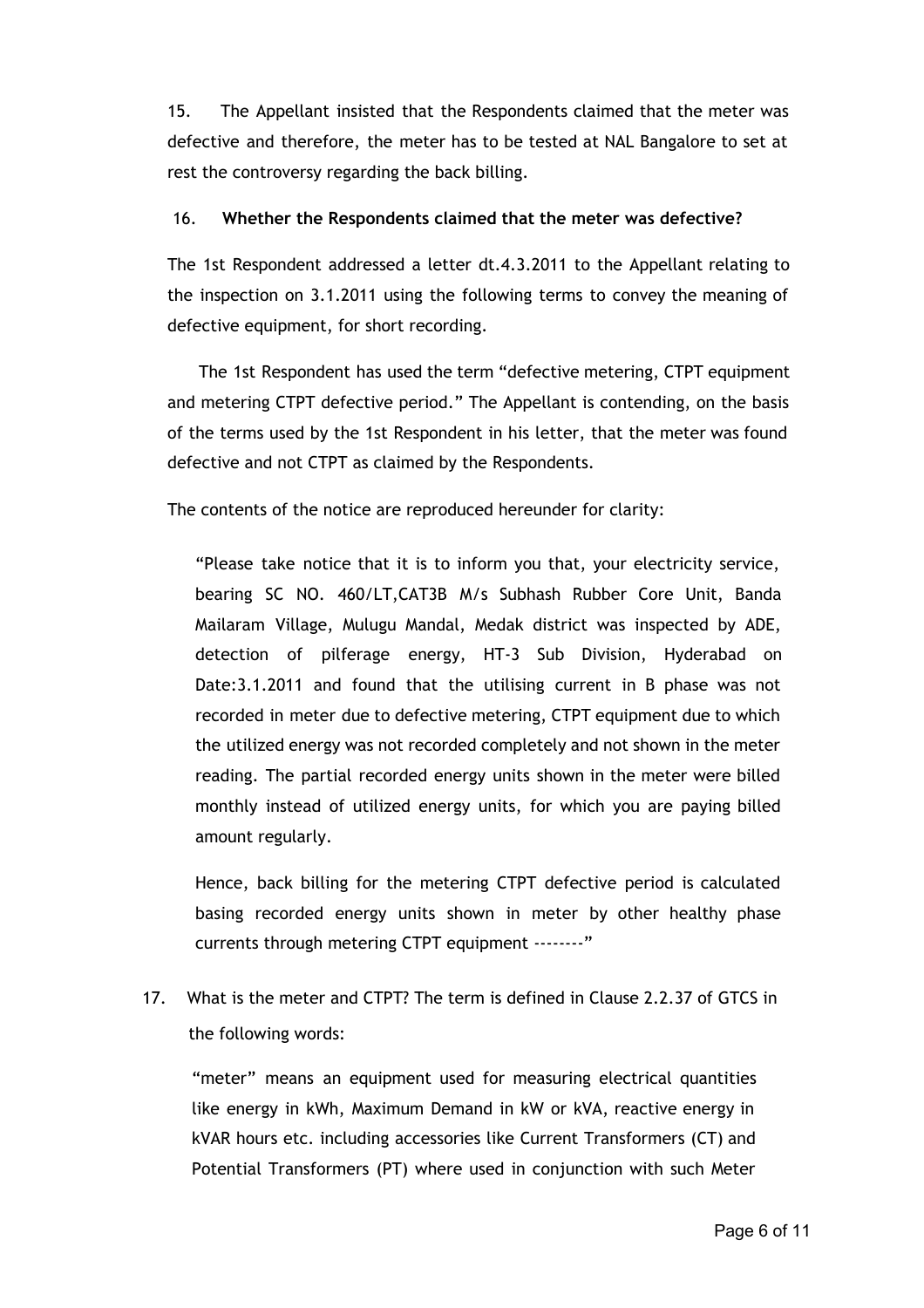15. The Appellant insisted that the Respondents claimed that the meter was defective and therefore, the meter has to be tested at NAL Bangalore to set at rest the controversy regarding the back billing.

16. **Whether the Respondents claimed that the meter was defective?**

The 1st Respondent addressed a letter dt.4.3.2011 to the Appellant relating to the inspection on 3.1.2011 using the following terms to convey the meaning of defective equipment, for short recording.

The 1st Respondent has used the term "defective metering, CTPT equipment and metering CTPT defective period." The Appellant is contending, on the basis of the terms used by the 1st Respondent in his letter, that the meter was found defective and not CTPT as claimed by the Respondents.

The contents of the notice are reproduced hereunder for clarity:

> "Please take notice that it is to inform you that, your electricity service, bearing SC NO. 460/LT,CAT3B M/s Subhash Rubber Core Unit, Banda Mailaram Village, Mulugu Mandal, Medak district was inspected by ADE, detection of pilferage energy, HT-3 Sub Division, Hyderabad on Date:3.1.2011 and found that the utilising current in B phase was not recorded in meter due to defective metering, CTPT equipment due to which the utilized energy was not recorded completely and not shown in the meter reading. The partial recorded energy units shown in the meter were billed monthly instead of utilized energy units, for which you are paying billed amount regularly.
>
> Hence, back billing for the metering CTPT defective period is calculated basing recorded energy units shown in meter by other healthy phase currents through metering CTPT equipment --------"

17. What is the meter and CTPT? The term is defined in Clause 2.2.37 of GTCS in the following words:

> "meter" means an equipment used for measuring electrical quantities like energy in kWh, Maximum Demand in kW or kVA, reactive energy in kVAR hours etc. including accessories like Current Transformers (CT) and Potential Transformers (PT) where used in conjunction with such Meter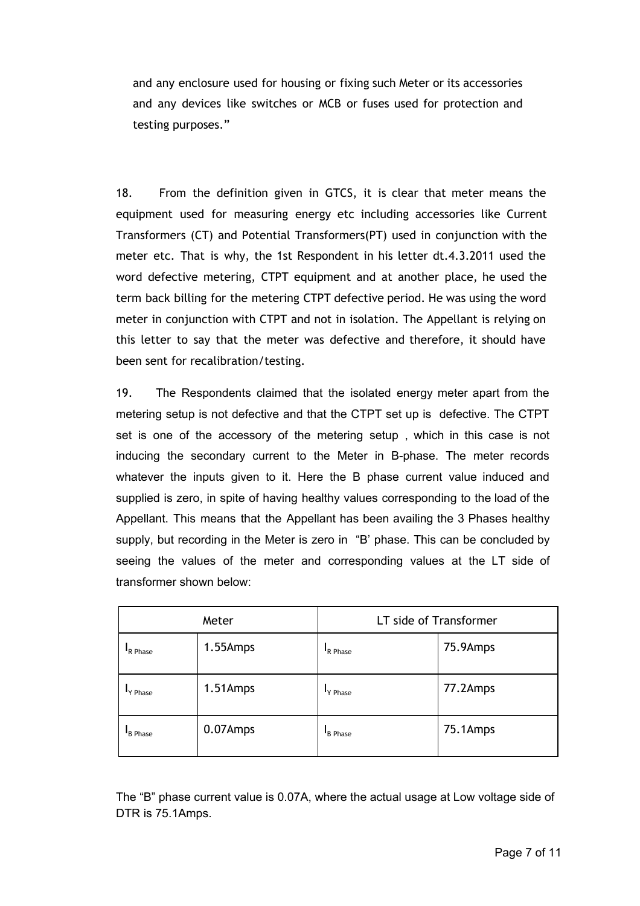and any enclosure used for housing or fixing such Meter or its accessories and any devices like switches or MCB or fuses used for protection and testing purposes."

18. From the definition given in GTCS, it is clear that meter means the equipment used for measuring energy etc including accessories like Current Transformers (CT) and Potential Transformers(PT) used in conjunction with the meter etc. That is why, the 1st Respondent in his letter dt.4.3.2011 used the word defective metering, CTPT equipment and at another place, he used the term back billing for the metering CTPT defective period. He was using the word meter in conjunction with CTPT and not in isolation. The Appellant is relying on this letter to say that the meter was defective and therefore, it should have been sent for recalibration/testing.

19. The Respondents claimed that the isolated energy meter apart from the metering setup is not defective and that the CTPT set up is defective. The CTPT set is one of the accessory of the metering setup , which in this case is not inducing the secondary current to the Meter in B-phase. The meter records whatever the inputs given to it. Here the B phase current value induced and supplied is zero, in spite of having healthy values corresponding to the load of the Appellant. This means that the Appellant has been availing the 3 Phases healthy supply, but recording in the Meter is zero in "B' phase. This can be concluded by seeing the values of the meter and corresponding values at the LT side of transformer shown below:

| Meter | | LT side of Transformer | |
|---|---|---|---|
| $I_{R\ Phase}$ | 1.55Amps | $I_{R\ Phase}$ | 75.9Amps |
| $I_{Y\ Phase}$ | 1.51Amps | $I_{Y\ Phase}$ | 77.2Amps |
| $I_{B\ Phase}$ | 0.07Amps | $I_{B\ Phase}$ | 75.1Amps |

The "B" phase current value is 0.07A, where the actual usage at Low voltage side of DTR is 75.1Amps.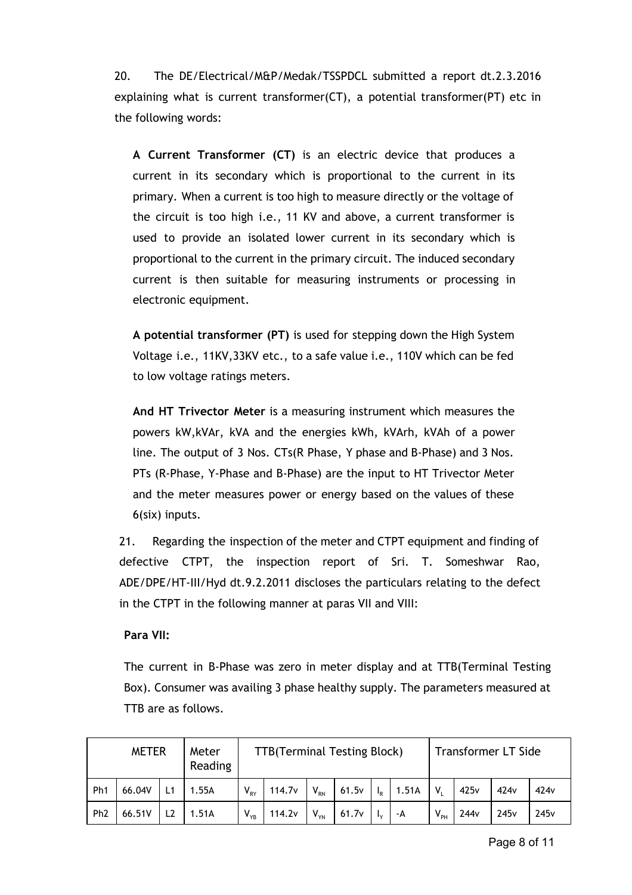20. The DE/Electrical/M&P/Medak/TSSPDCL submitted a report dt.2.3.2016 explaining what is current transformer(CT), a potential transformer(PT) etc in the following words:

> **A Current Transformer (CT)** is an electric device that produces a current in its secondary which is proportional to the current in its primary. When a current is too high to measure directly or the voltage of the circuit is too high i.e., 11 KV and above, a current transformer is used to provide an isolated lower current in its secondary which is proportional to the current in the primary circuit. The induced secondary current is then suitable for measuring instruments or processing in electronic equipment.
>
> **A potential transformer (PT)** is used for stepping down the High System Voltage i.e., 11KV,33KV etc., to a safe value i.e., 110V which can be fed to low voltage ratings meters.
>
> **And HT Trivector Meter** is a measuring instrument which measures the powers kW,kVAr, kVA and the energies kWh, kVArh, kVAh of a power line. The output of 3 Nos. CTs(R Phase, Y phase and B-Phase) and 3 Nos. PTs (R-Phase, Y-Phase and B-Phase) are the input to HT Trivector Meter and the meter measures power or energy based on the values of these 6(six) inputs.

21. Regarding the inspection of the meter and CTPT equipment and finding of defective CTPT, the inspection report of Sri. T. Someshwar Rao, ADE/DPE/HT-III/Hyd dt.9.2.2011 discloses the particulars relating to the defect in the CTPT in the following manner at paras VII and VIII:

**Para VII:**

The current in B-Phase was zero in meter display and at TTB(Terminal Testing Box). Consumer was availing 3 phase healthy supply. The parameters measured at TTB are as follows.

| METER | | Meter Reading | | TTB(Terminal Testing Block) | | | | | | Transformer LT Side | | | |
|---|---|---|---|---|---|---|---|---|---|---|---|---|---|
| Ph1 | 66.04V | L1 | 1.55A | $V_{RY}$ | 114.7v | $V_{RN}$ | 61.5v | $I_R$ | 1.51A | $V_L$ | 425v | 424v | 424v |
| Ph2 | 66.51V | L2 | 1.51A | $V_{YB}$ | 114.2v | $V_{YN}$ | 61.7v | $I_Y$ | -A | $V_{PH}$ | 244v | 245v | 245v |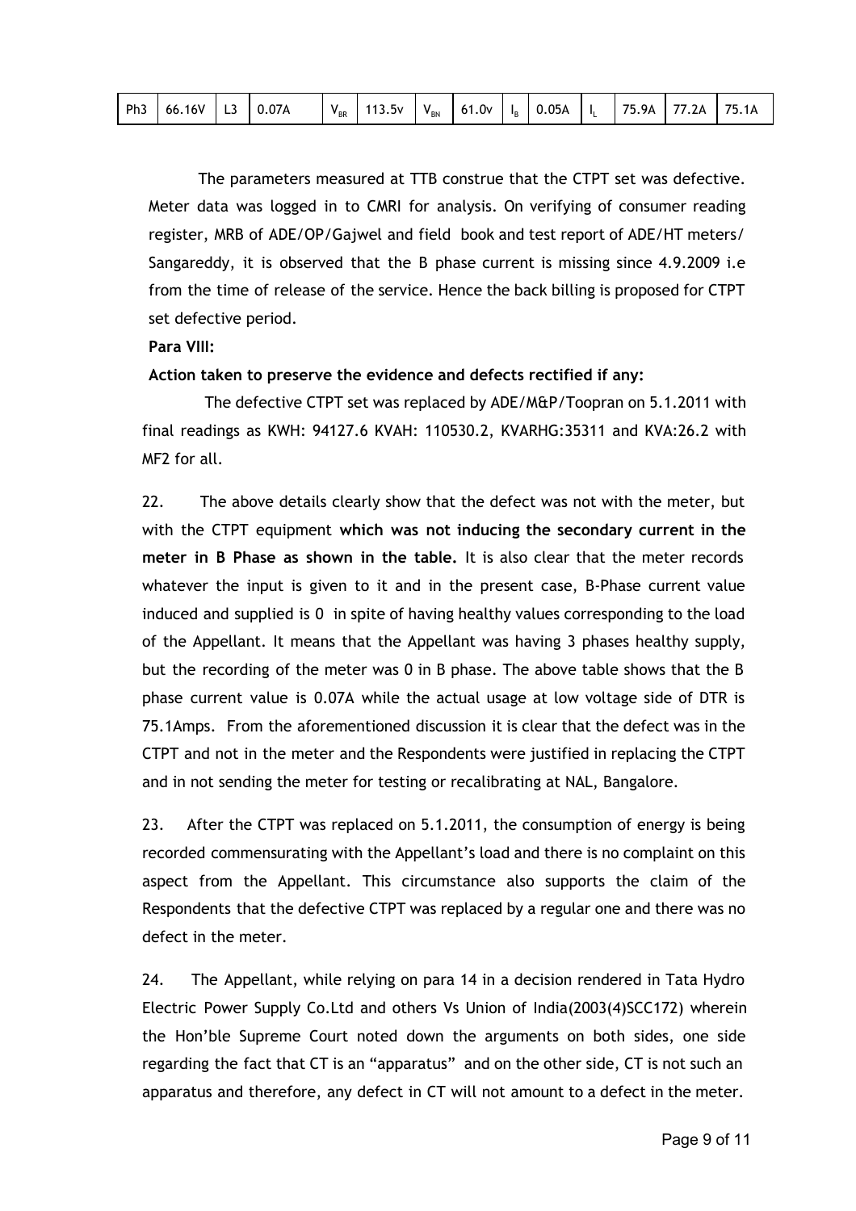| Ph3 | 66.16V | L3 | 0.07A | $V_{BR}$ | 113.5v | $V_{BN}$ | 61.0v | $I_B$ | 0.05A | $I_L$ | 75.9A | 77.2A | 75.1A |
|---|---|---|---|---|---|---|---|---|---|---|---|---|---|

The parameters measured at TTB construe that the CTPT set was defective. Meter data was logged in to CMRI for analysis. On verifying of consumer reading register, MRB of ADE/OP/Gajwel and field book and test report of ADE/HT meters/ Sangareddy, it is observed that the B phase current is missing since 4.9.2009 i.e from the time of release of the service. Hence the back billing is proposed for CTPT set defective period.

**Para VIII:**

**Action taken to preserve the evidence and defects rectified if any:**

The defective CTPT set was replaced by ADE/M&P/Toopran on 5.1.2011 with final readings as KWH: 94127.6 KVAH: 110530.2, KVARHG:35311 and KVA:26.2 with MF2 for all.

22. The above details clearly show that the defect was not with the meter, but with the CTPT equipment **which was not inducing the secondary current in the meter in B Phase as shown in the table.** It is also clear that the meter records whatever the input is given to it and in the present case, B-Phase current value induced and supplied is 0 in spite of having healthy values corresponding to the load of the Appellant. It means that the Appellant was having 3 phases healthy supply, but the recording of the meter was 0 in B phase. The above table shows that the B phase current value is 0.07A while the actual usage at low voltage side of DTR is 75.1Amps. From the aforementioned discussion it is clear that the defect was in the CTPT and not in the meter and the Respondents were justified in replacing the CTPT and in not sending the meter for testing or recalibrating at NAL, Bangalore.

23. After the CTPT was replaced on 5.1.2011, the consumption of energy is being recorded commensurating with the Appellant's load and there is no complaint on this aspect from the Appellant. This circumstance also supports the claim of the Respondents that the defective CTPT was replaced by a regular one and there was no defect in the meter.

24. The Appellant, while relying on para 14 in a decision rendered in Tata Hydro Electric Power Supply Co.Ltd and others Vs Union of India(2003(4)SCC172) wherein the Hon'ble Supreme Court noted down the arguments on both sides, one side regarding the fact that CT is an "apparatus" and on the other side, CT is not such an apparatus and therefore, any defect in CT will not amount to a defect in the meter.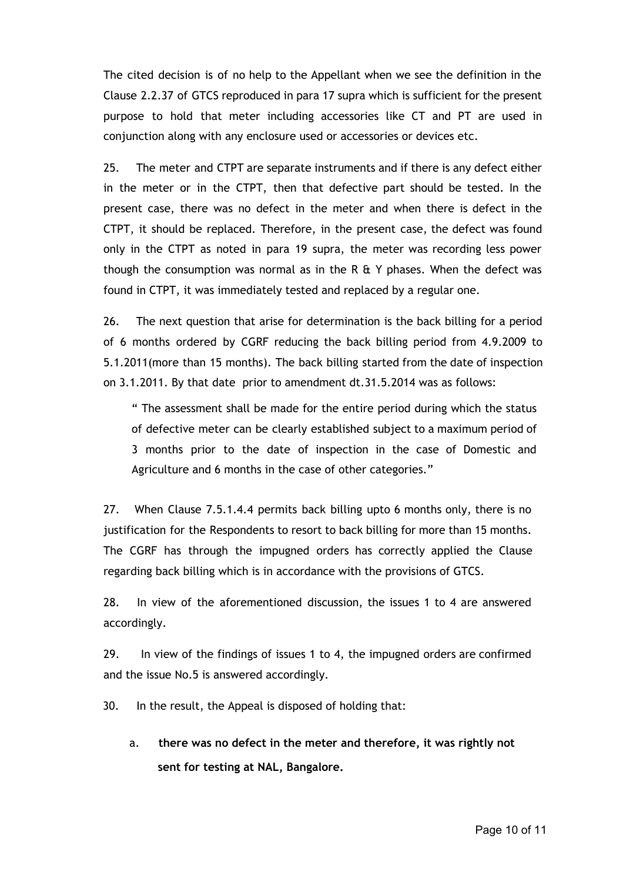The cited decision is of no help to the Appellant when we see the definition in the Clause 2.2.37 of GTCS reproduced in para 17 supra which is sufficient for the present purpose to hold that meter including accessories like CT and PT are used in conjunction along with any enclosure used or accessories or devices etc.

25. The meter and CTPT are separate instruments and if there is any defect either in the meter or in the CTPT, then that defective part should be tested. In the present case, there was no defect in the meter and when there is defect in the CTPT, it should be replaced. Therefore, in the present case, the defect was found only in the CTPT as noted in para 19 supra, the meter was recording less power though the consumption was normal as in the R & Y phases. When the defect was found in CTPT, it was immediately tested and replaced by a regular one.

26. The next question that arise for determination is the back billing for a period of 6 months ordered by CGRF reducing the back billing period from 4.9.2009 to 5.1.2011(more than 15 months). The back billing started from the date of inspection on 3.1.2011. By that date prior to amendment dt.31.5.2014 was as follows:

> " The assessment shall be made for the entire period during which the status of defective meter can be clearly established subject to a maximum period of 3 months prior to the date of inspection in the case of Domestic and Agriculture and 6 months in the case of other categories."

27. When Clause 7.5.1.4.4 permits back billing upto 6 months only, there is no justification for the Respondents to resort to back billing for more than 15 months. The CGRF has through the impugned orders has correctly applied the Clause regarding back billing which is in accordance with the provisions of GTCS.

28. In view of the aforementioned discussion, the issues 1 to 4 are answered accordingly.

29. In view of the findings of issues 1 to 4, the impugned orders are confirmed and the issue No.5 is answered accordingly.

30. In the result, the Appeal is disposed of holding that:

a. **there was no defect in the meter and therefore, it was rightly not sent for testing at NAL, Bangalore.**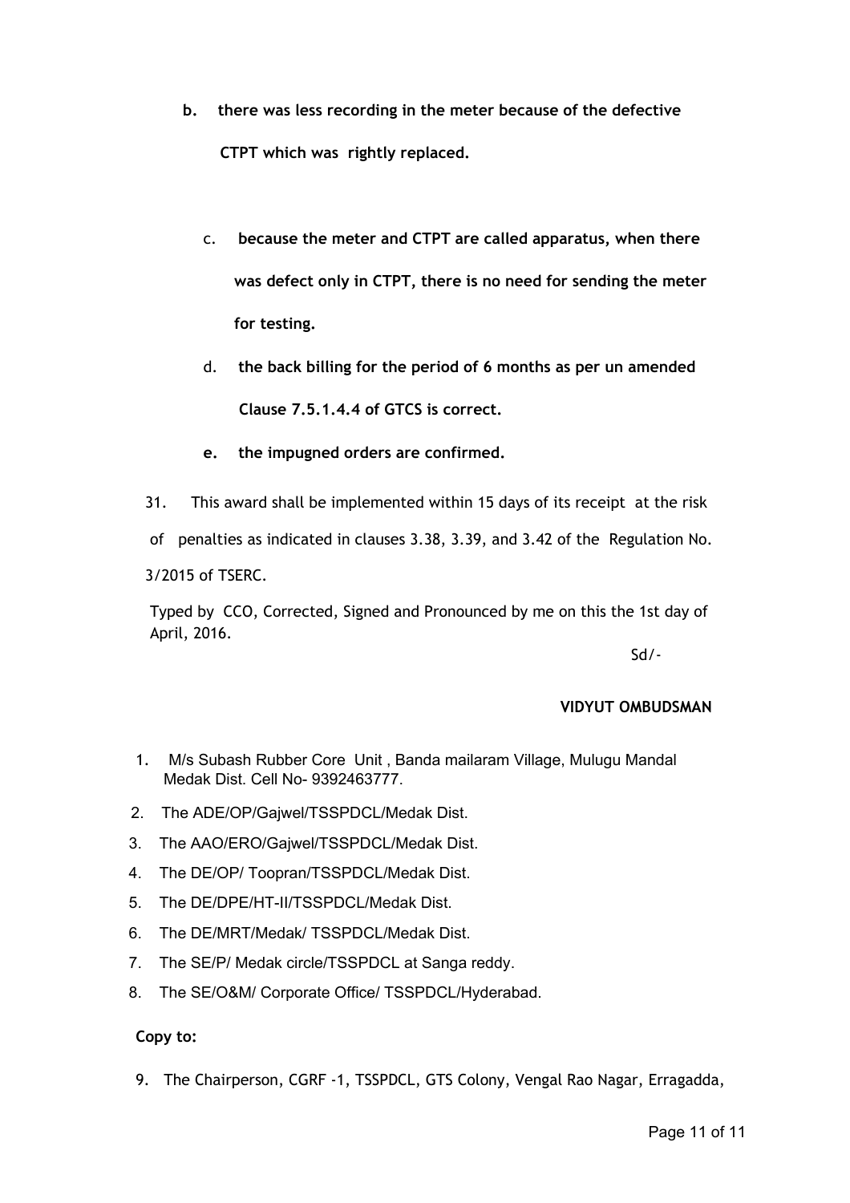**b. there was less recording in the meter because of the defective CTPT which was rightly replaced.**

**c. because the meter and CTPT are called apparatus, when there was defect only in CTPT, there is no need for sending the meter for testing.**

**d. the back billing for the period of 6 months as per un amended Clause 7.5.1.4.4 of GTCS is correct.**

**e. the impugned orders are confirmed.**

31. This award shall be implemented within 15 days of its receipt at the risk of penalties as indicated in clauses 3.38, 3.39, and 3.42 of the Regulation No. 3/2015 of TSERC.

Typed by CCO, Corrected, Signed and Pronounced by me on this the 1st day of April, 2016.

Sd/-

**VIDYUT OMBUDSMAN**

1. M/s Subash Rubber Core Unit , Banda mailaram Village, Mulugu Mandal Medak Dist. Cell No- 9392463777.
2. The ADE/OP/Gajwel/TSSPDCL/Medak Dist.
3. The AAO/ERO/Gajwel/TSSPDCL/Medak Dist.
4. The DE/OP/ Toopran/TSSPDCL/Medak Dist.
5. The DE/DPE/HT-II/TSSPDCL/Medak Dist.
6. The DE/MRT/Medak/ TSSPDCL/Medak Dist.
7. The SE/P/ Medak circle/TSSPDCL at Sanga reddy.
8. The SE/O&M/ Corporate Office/ TSSPDCL/Hyderabad.

**Copy to:**

9. The Chairperson, CGRF -1, TSSPDCL, GTS Colony, Vengal Rao Nagar, Erragadda,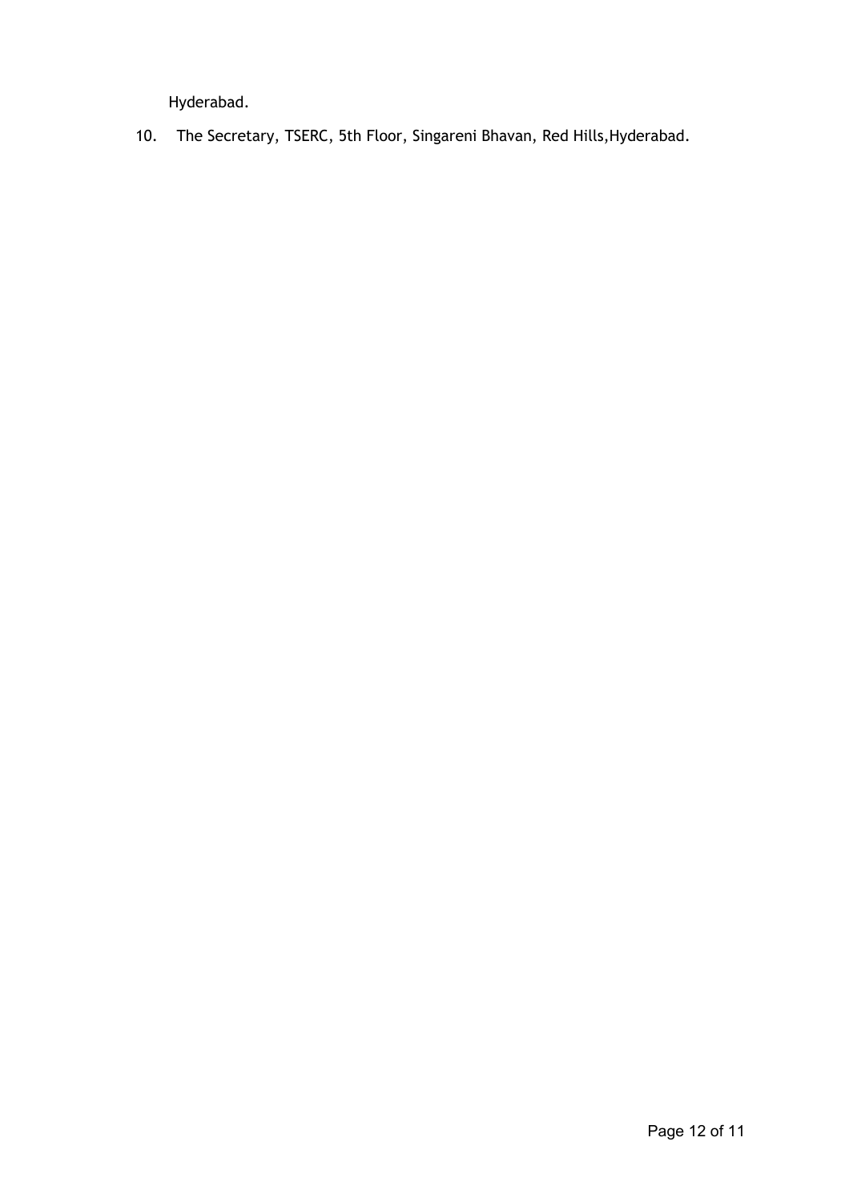Hyderabad.

10. The Secretary, TSERC, 5th Floor, Singareni Bhavan, Red Hills,Hyderabad.